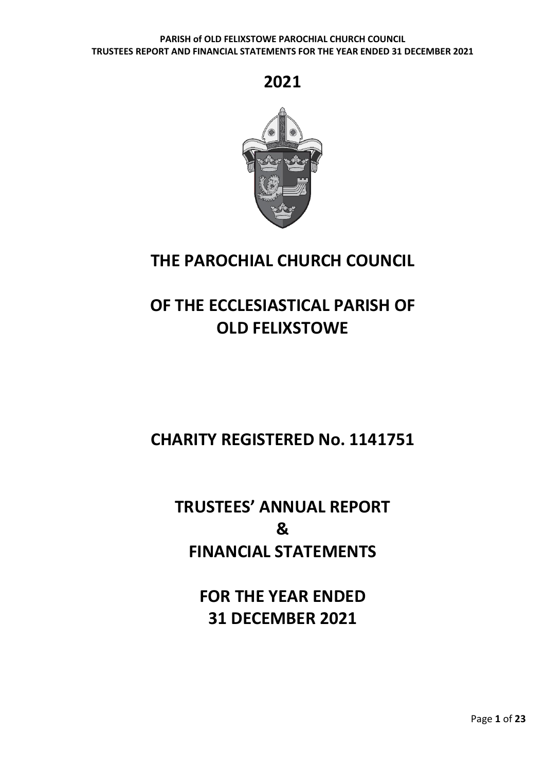# 2021

# THE PAROCHIAL CHURCH COUNCIL

# OF THE ECCLESIASTICAL PARISH OF OLD FELIXSTOWE

## CHARITY REGISTERED No. 1141751

## TRUSTEES' ANNUAL REPORT & FINANCIAL STATEMENTS

## FOR THE YEAR ENDED 31 DECEMBER 2021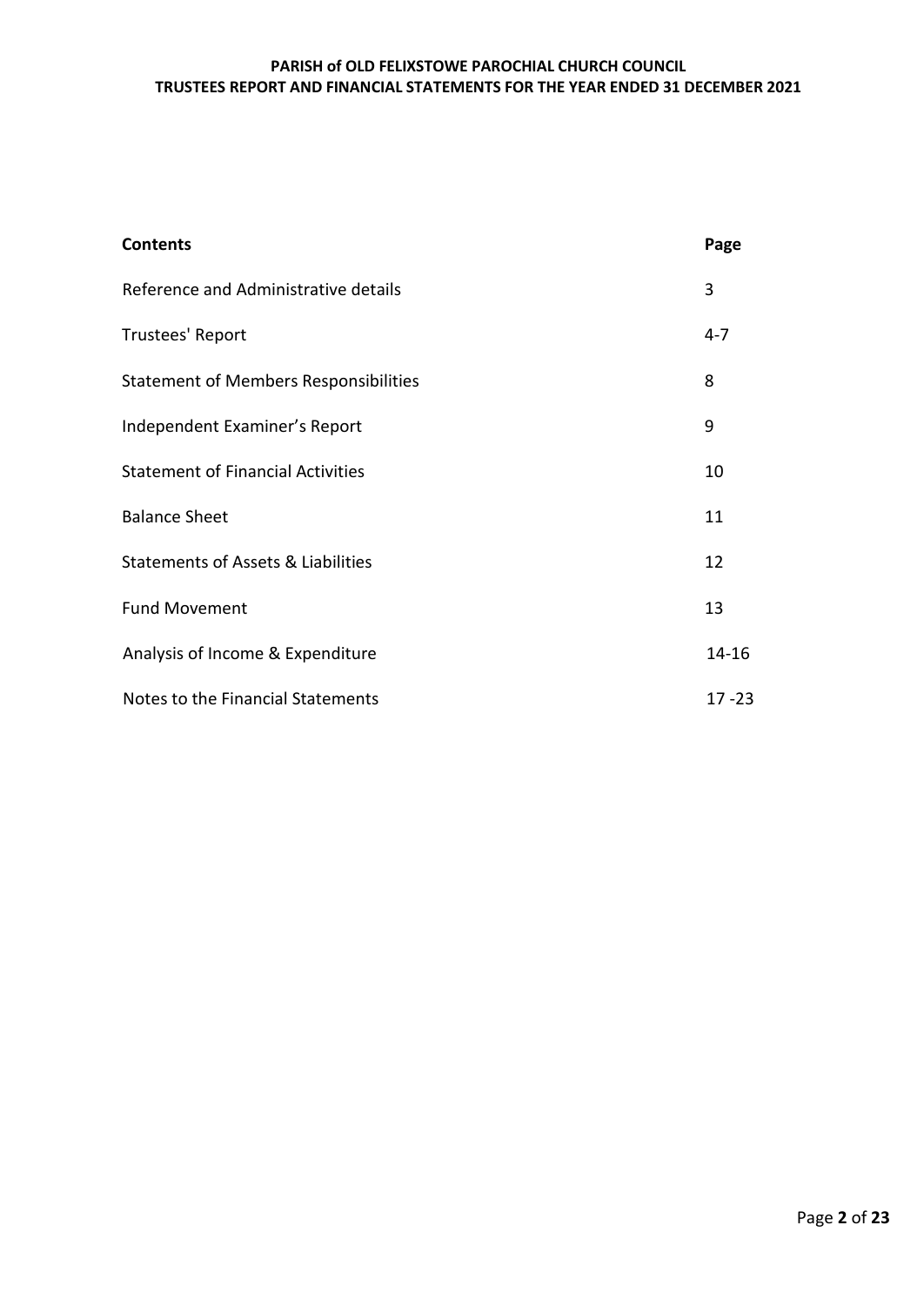| Contents | Page |
| --- | --- |
| Reference and Administrative details | 3 |
| Trustees' Report | 4-7 |
| Statement of Members Responsibilities | 8 |
| Independent Examiner's Report | 9 |
| Statement of Financial Activities | 10 |
| Balance Sheet | 11 |
| Statements of Assets & Liabilities | 12 |
| Fund Movement | 13 |
| Analysis of Income & Expenditure | 14-16 |
| Notes to the Financial Statements | 17 -23 |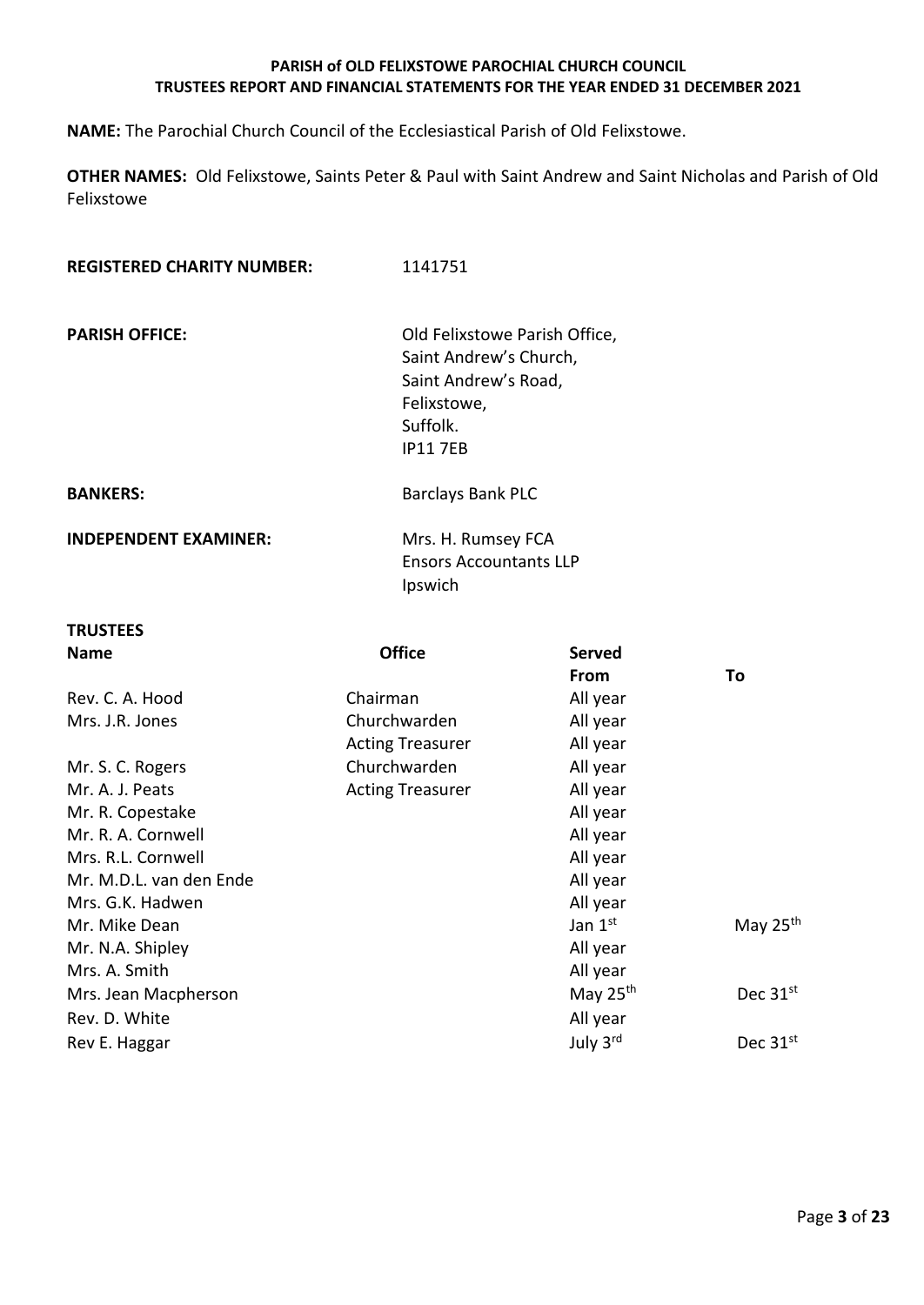**PARISH of OLD FELIXSTOWE PAROCHIAL CHURCH COUNCIL**
**TRUSTEES REPORT AND FINANCIAL STATEMENTS FOR THE YEAR ENDED 31 DECEMBER 2021**

**NAME:** The Parochial Church Council of the Ecclesiastical Parish of Old Felixstowe.

**OTHER NAMES:** Old Felixstowe, Saints Peter & Paul with Saint Andrew and Saint Nicholas and Parish of Old Felixstowe

| | |
|---|---|
| **REGISTERED CHARITY NUMBER:** | 1141751 |
| **PARISH OFFICE:** | Old Felixstowe Parish Office,<br>Saint Andrew's Church,<br>Saint Andrew's Road,<br>Felixstowe,<br>Suffolk.<br>IP11 7EB |
| **BANKERS:** | Barclays Bank PLC |
| **INDEPENDENT EXAMINER:** | Mrs. H. Rumsey FCA<br>Ensors Accountants LLP<br>Ipswich |

**TRUSTEES**

| **Name** | **Office** | **Served From** | **To** |
|---|---|---|---|
| Rev. C. A. Hood | Chairman | All year | |
| Mrs. J.R. Jones | Churchwarden | All year | |
| | Acting Treasurer | All year | |
| Mr. S. C. Rogers | Churchwarden | All year | |
| Mr. A. J. Peats | Acting Treasurer | All year | |
| Mr. R. Copestake | | All year | |
| Mr. R. A. Cornwell | | All year | |
| Mrs. R.L. Cornwell | | All year | |
| Mr. M.D.L. van den Ende | | All year | |
| Mrs. G.K. Hadwen | | All year | |
| Mr. Mike Dean | | Jan 1st | May 25th |
| Mr. N.A. Shipley | | All year | |
| Mrs. A. Smith | | All year | |
| Mrs. Jean Macpherson | | May 25th | Dec 31st |
| Rev. D. White | | All year | |
| Rev E. Haggar | | July 3rd | Dec 31st |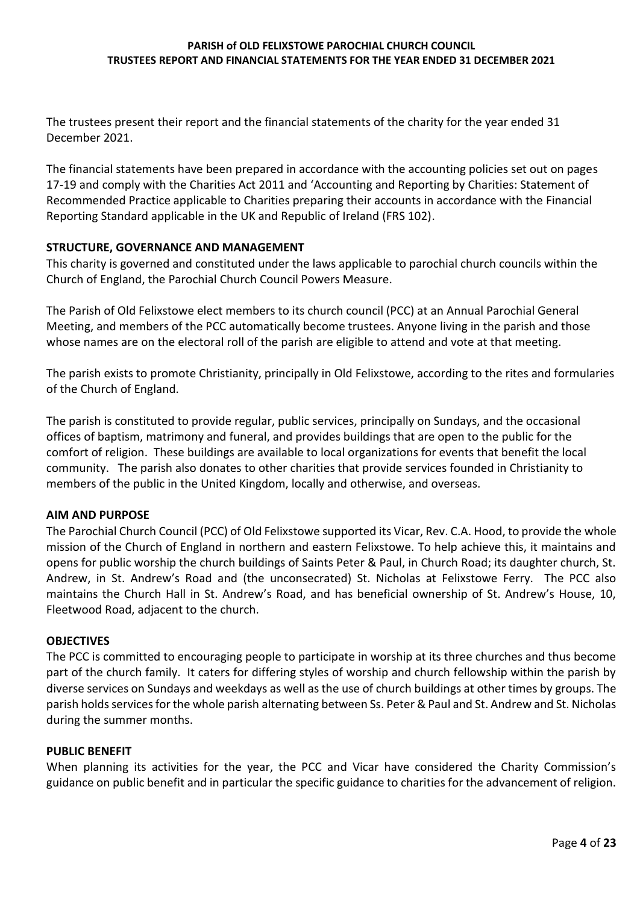The trustees present their report and the financial statements of the charity for the year ended 31 December 2021.

The financial statements have been prepared in accordance with the accounting policies set out on pages 17-19 and comply with the Charities Act 2011 and 'Accounting and Reporting by Charities: Statement of Recommended Practice applicable to Charities preparing their accounts in accordance with the Financial Reporting Standard applicable in the UK and Republic of Ireland (FRS 102).

## STRUCTURE, GOVERNANCE AND MANAGEMENT

This charity is governed and constituted under the laws applicable to parochial church councils within the Church of England, the Parochial Church Council Powers Measure.

The Parish of Old Felixstowe elect members to its church council (PCC) at an Annual Parochial General Meeting, and members of the PCC automatically become trustees. Anyone living in the parish and those whose names are on the electoral roll of the parish are eligible to attend and vote at that meeting.

The parish exists to promote Christianity, principally in Old Felixstowe, according to the rites and formularies of the Church of England.

The parish is constituted to provide regular, public services, principally on Sundays, and the occasional offices of baptism, matrimony and funeral, and provides buildings that are open to the public for the comfort of religion. These buildings are available to local organizations for events that benefit the local community. The parish also donates to other charities that provide services founded in Christianity to members of the public in the United Kingdom, locally and otherwise, and overseas.

## AIM AND PURPOSE

The Parochial Church Council (PCC) of Old Felixstowe supported its Vicar, Rev. C.A. Hood, to provide the whole mission of the Church of England in northern and eastern Felixstowe. To help achieve this, it maintains and opens for public worship the church buildings of Saints Peter & Paul, in Church Road; its daughter church, St. Andrew, in St. Andrew's Road and (the unconsecrated) St. Nicholas at Felixstowe Ferry. The PCC also maintains the Church Hall in St. Andrew's Road, and has beneficial ownership of St. Andrew's House, 10, Fleetwood Road, adjacent to the church.

## OBJECTIVES

The PCC is committed to encouraging people to participate in worship at its three churches and thus become part of the church family. It caters for differing styles of worship and church fellowship within the parish by diverse services on Sundays and weekdays as well as the use of church buildings at other times by groups. The parish holds services for the whole parish alternating between Ss. Peter & Paul and St. Andrew and St. Nicholas during the summer months.

## PUBLIC BENEFIT

When planning its activities for the year, the PCC and Vicar have considered the Charity Commission's guidance on public benefit and in particular the specific guidance to charities for the advancement of religion.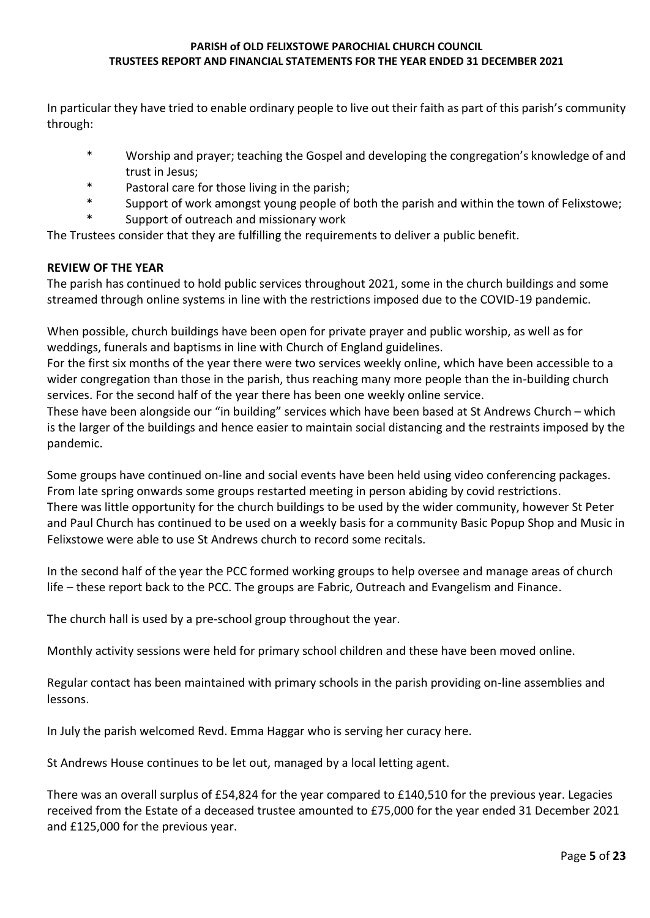In particular they have tried to enable ordinary people to live out their faith as part of this parish's community through:

- Worship and prayer; teaching the Gospel and developing the congregation's knowledge of and trust in Jesus;
- Pastoral care for those living in the parish;
- Support of work amongst young people of both the parish and within the town of Felixstowe;
- Support of outreach and missionary work

The Trustees consider that they are fulfilling the requirements to deliver a public benefit.

**REVIEW OF THE YEAR**

The parish has continued to hold public services throughout 2021, some in the church buildings and some streamed through online systems in line with the restrictions imposed due to the COVID-19 pandemic.

When possible, church buildings have been open for private prayer and public worship, as well as for weddings, funerals and baptisms in line with Church of England guidelines.
For the first six months of the year there were two services weekly online, which have been accessible to a wider congregation than those in the parish, thus reaching many more people than the in-building church services. For the second half of the year there has been one weekly online service.
These have been alongside our "in building" services which have been based at St Andrews Church – which is the larger of the buildings and hence easier to maintain social distancing and the restraints imposed by the pandemic.

Some groups have continued on-line and social events have been held using video conferencing packages.
From late spring onwards some groups restarted meeting in person abiding by covid restrictions.
There was little opportunity for the church buildings to be used by the wider community, however St Peter and Paul Church has continued to be used on a weekly basis for a community Basic Popup Shop and Music in Felixstowe were able to use St Andrews church to record some recitals.

In the second half of the year the PCC formed working groups to help oversee and manage areas of church life – these report back to the PCC. The groups are Fabric, Outreach and Evangelism and Finance.

The church hall is used by a pre-school group throughout the year.

Monthly activity sessions were held for primary school children and these have been moved online.

Regular contact has been maintained with primary schools in the parish providing on-line assemblies and lessons.

In July the parish welcomed Revd. Emma Haggar who is serving her curacy here.

St Andrews House continues to be let out, managed by a local letting agent.

There was an overall surplus of £54,824 for the year compared to £140,510 for the previous year. Legacies received from the Estate of a deceased trustee amounted to £75,000 for the year ended 31 December 2021 and £125,000 for the previous year.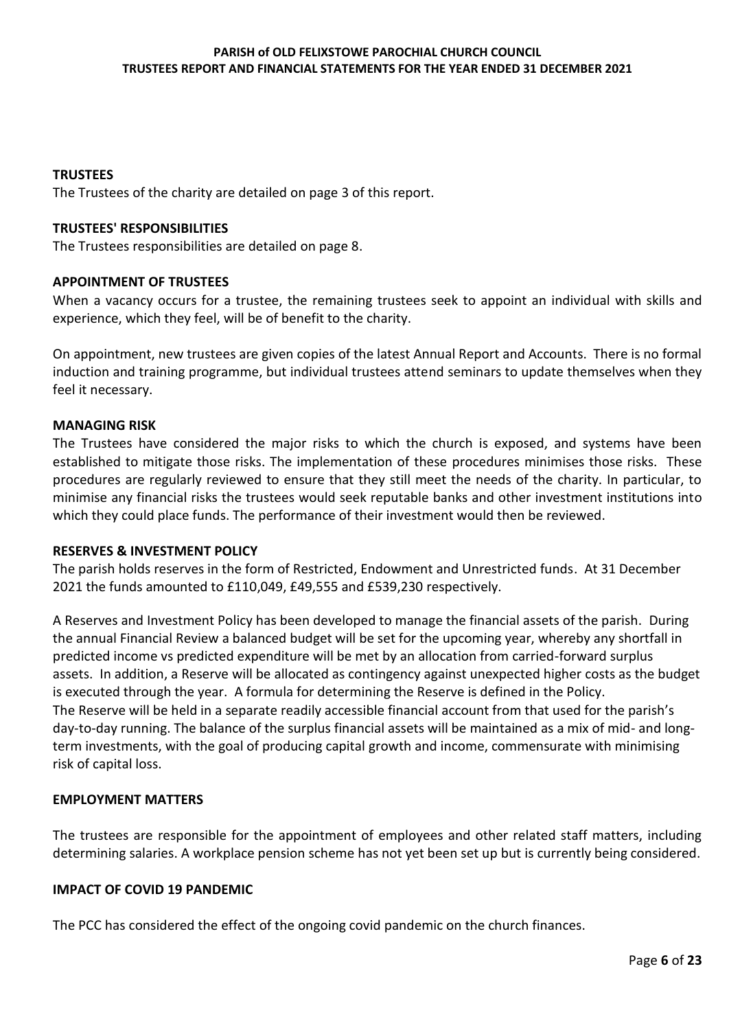**TRUSTEES**

The Trustees of the charity are detailed on page 3 of this report.

**TRUSTEES' RESPONSIBILITIES**

The Trustees responsibilities are detailed on page 8.

**APPOINTMENT OF TRUSTEES**

When a vacancy occurs for a trustee, the remaining trustees seek to appoint an individual with skills and experience, which they feel, will be of benefit to the charity.

On appointment, new trustees are given copies of the latest Annual Report and Accounts. There is no formal induction and training programme, but individual trustees attend seminars to update themselves when they feel it necessary.

**MANAGING RISK**

The Trustees have considered the major risks to which the church is exposed, and systems have been established to mitigate those risks. The implementation of these procedures minimises those risks. These procedures are regularly reviewed to ensure that they still meet the needs of the charity. In particular, to minimise any financial risks the trustees would seek reputable banks and other investment institutions into which they could place funds. The performance of their investment would then be reviewed.

**RESERVES & INVESTMENT POLICY**

The parish holds reserves in the form of Restricted, Endowment and Unrestricted funds. At 31 December 2021 the funds amounted to £110,049, £49,555 and £539,230 respectively.

A Reserves and Investment Policy has been developed to manage the financial assets of the parish. During the annual Financial Review a balanced budget will be set for the upcoming year, whereby any shortfall in predicted income vs predicted expenditure will be met by an allocation from carried-forward surplus assets. In addition, a Reserve will be allocated as contingency against unexpected higher costs as the budget is executed through the year. A formula for determining the Reserve is defined in the Policy.
The Reserve will be held in a separate readily accessible financial account from that used for the parish's day-to-day running. The balance of the surplus financial assets will be maintained as a mix of mid- and long-term investments, with the goal of producing capital growth and income, commensurate with minimising risk of capital loss.

**EMPLOYMENT MATTERS**

The trustees are responsible for the appointment of employees and other related staff matters, including determining salaries. A workplace pension scheme has not yet been set up but is currently being considered.

**IMPACT OF COVID 19 PANDEMIC**

The PCC has considered the effect of the ongoing covid pandemic on the church finances.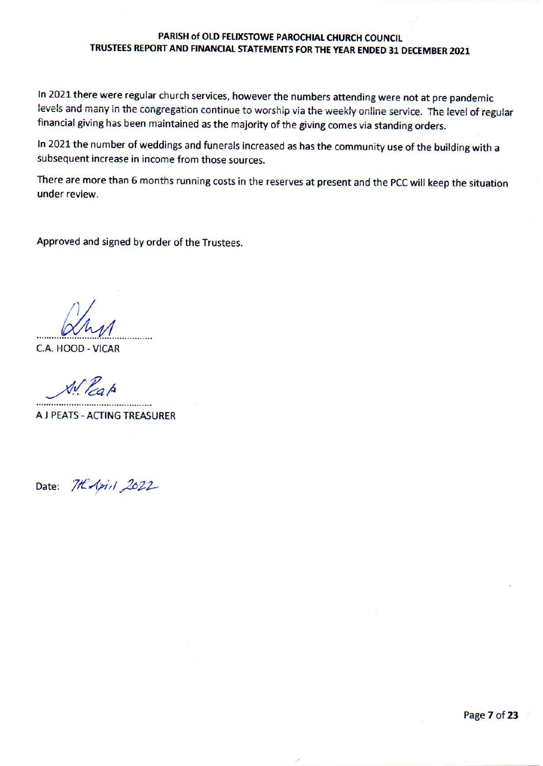In 2021 there were regular church services, however the numbers attending were not at pre pandemic levels and many in the congregation continue to worship via the weekly online service. The level of regular financial giving has been maintained as the majority of the giving comes via standing orders.

In 2021 the number of weddings and funerals increased as has the community use of the building with a subsequent increase in income from those sources.

There are more than 6 months running costs in the reserves at present and the PCC will keep the situation under review.

Approved and signed by order of the Trustees.

..........................................
C.A. HOOD - VICAR

..........................................
A J PEATS - ACTING TREASURER

Date: 7th April 2022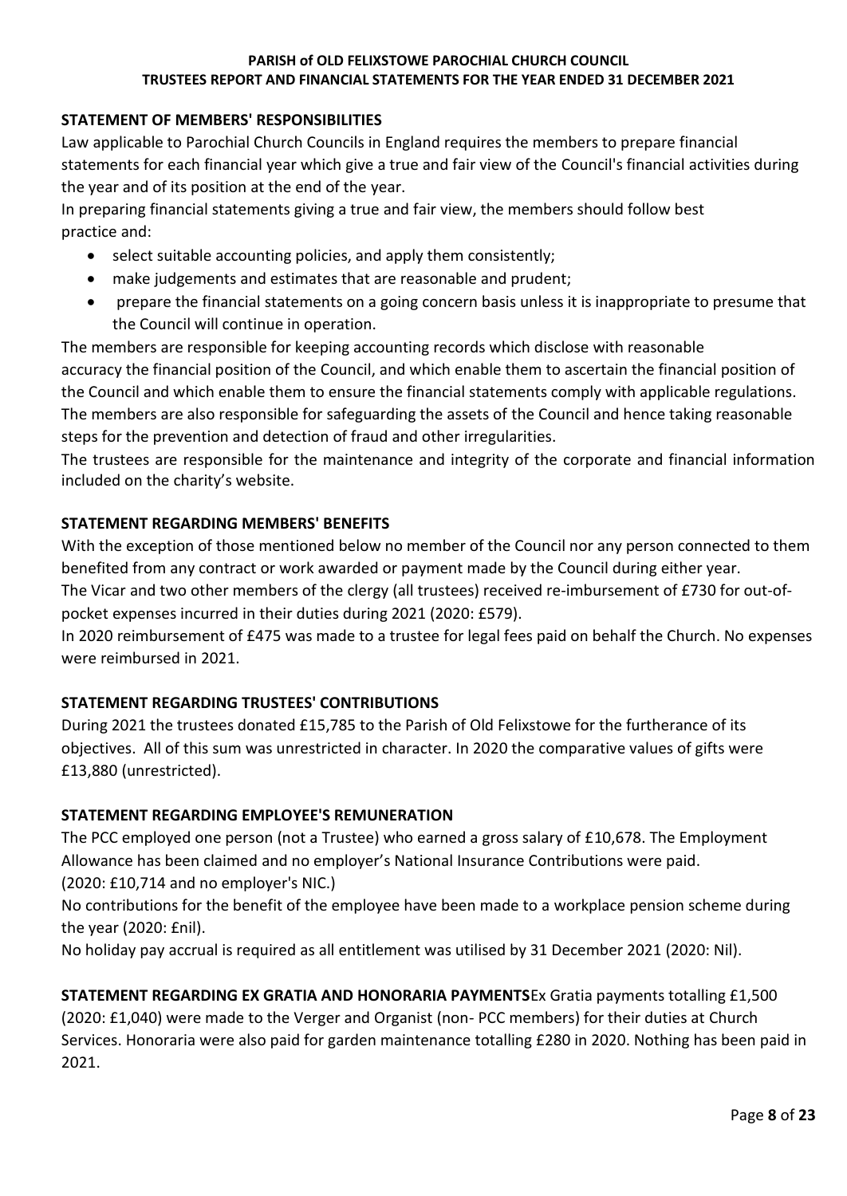## STATEMENT OF MEMBERS' RESPONSIBILITIES

Law applicable to Parochial Church Councils in England requires the members to prepare financial statements for each financial year which give a true and fair view of the Council's financial activities during the year and of its position at the end of the year.

In preparing financial statements giving a true and fair view, the members should follow best practice and:

- select suitable accounting policies, and apply them consistently;
- make judgements and estimates that are reasonable and prudent;
- prepare the financial statements on a going concern basis unless it is inappropriate to presume that the Council will continue in operation.

The members are responsible for keeping accounting records which disclose with reasonable accuracy the financial position of the Council, and which enable them to ascertain the financial position of the Council and which enable them to ensure the financial statements comply with applicable regulations. The members are also responsible for safeguarding the assets of the Council and hence taking reasonable steps for the prevention and detection of fraud and other irregularities.

The trustees are responsible for the maintenance and integrity of the corporate and financial information included on the charity's website.

## STATEMENT REGARDING MEMBERS' BENEFITS

With the exception of those mentioned below no member of the Council nor any person connected to them benefited from any contract or work awarded or payment made by the Council during either year.

The Vicar and two other members of the clergy (all trustees) received re-imbursement of £730 for out-of-pocket expenses incurred in their duties during 2021 (2020: £579).

In 2020 reimbursement of £475 was made to a trustee for legal fees paid on behalf the Church. No expenses were reimbursed in 2021.

## STATEMENT REGARDING TRUSTEES' CONTRIBUTIONS

During 2021 the trustees donated £15,785 to the Parish of Old Felixstowe for the furtherance of its objectives. All of this sum was unrestricted in character. In 2020 the comparative values of gifts were £13,880 (unrestricted).

## STATEMENT REGARDING EMPLOYEE'S REMUNERATION

The PCC employed one person (not a Trustee) who earned a gross salary of £10,678. The Employment Allowance has been claimed and no employer's National Insurance Contributions were paid.
(2020: £10,714 and no employer's NIC.)

No contributions for the benefit of the employee have been made to a workplace pension scheme during the year (2020: £nil).

No holiday pay accrual is required as all entitlement was utilised by 31 December 2021 (2020: Nil).

## STATEMENT REGARDING EX GRATIA AND HONORARIA PAYMENTS

Ex Gratia payments totalling £1,500 (2020: £1,040) were made to the Verger and Organist (non- PCC members) for their duties at Church Services. Honoraria were also paid for garden maintenance totalling £280 in 2020. Nothing has been paid in 2021.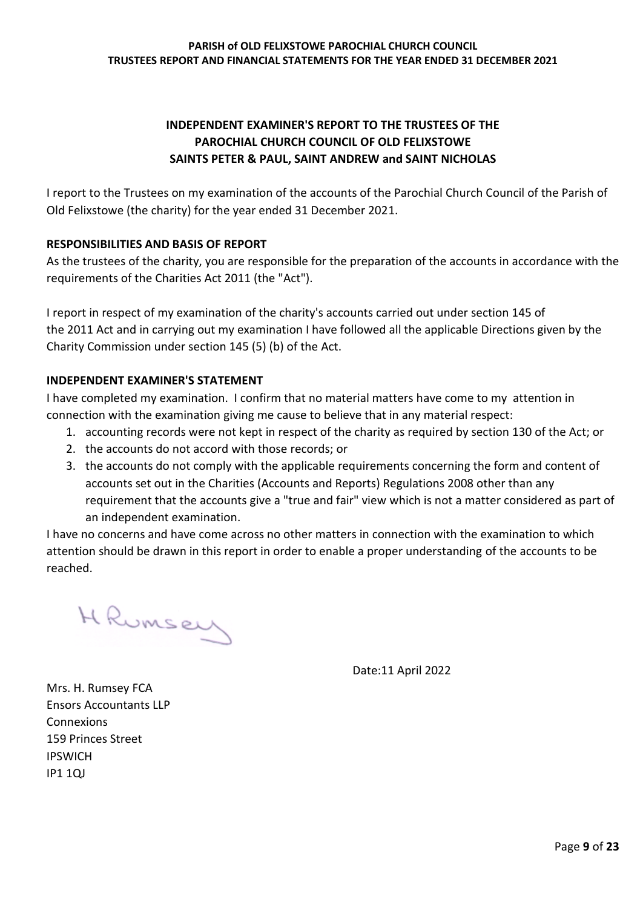## INDEPENDENT EXAMINER'S REPORT TO THE TRUSTEES OF THE PAROCHIAL CHURCH COUNCIL OF OLD FELIXSTOWE SAINTS PETER & PAUL, SAINT ANDREW and SAINT NICHOLAS

I report to the Trustees on my examination of the accounts of the Parochial Church Council of the Parish of Old Felixstowe (the charity) for the year ended 31 December 2021.

### RESPONSIBILITIES AND BASIS OF REPORT

As the trustees of the charity, you are responsible for the preparation of the accounts in accordance with the requirements of the Charities Act 2011 (the "Act").

I report in respect of my examination of the charity's accounts carried out under section 145 of the 2011 Act and in carrying out my examination I have followed all the applicable Directions given by the Charity Commission under section 145 (5) (b) of the Act.

### INDEPENDENT EXAMINER'S STATEMENT

I have completed my examination. I confirm that no material matters have come to my attention in connection with the examination giving me cause to believe that in any material respect:

1. accounting records were not kept in respect of the charity as required by section 130 of the Act; or
2. the accounts do not accord with those records; or
3. the accounts do not comply with the applicable requirements concerning the form and content of accounts set out in the Charities (Accounts and Reports) Regulations 2008 other than any requirement that the accounts give a "true and fair" view which is not a matter considered as part of an independent examination.

I have no concerns and have come across no other matters in connection with the examination to which attention should be drawn in this report in order to enable a proper understanding of the accounts to be reached.

H Rumsey

Date:11 April 2022

Mrs. H. Rumsey FCA
Ensors Accountants LLP
Connexions
159 Princes Street
IPSWICH
IP1 1QJ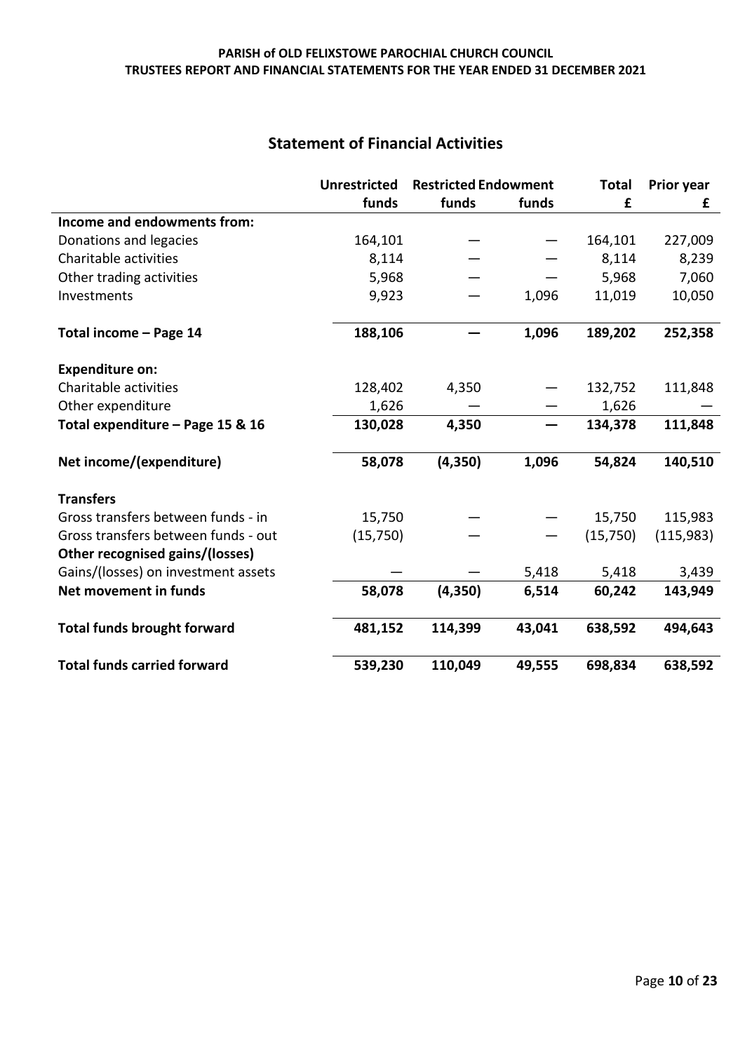## Statement of Financial Activities

| | Unrestricted funds | Restricted funds | Endowment funds | Total £ | Prior year £ |
|---|---|---|---|---|---|
| **Income and endowments from:** | | | | | |
| Donations and legacies | 164,101 | — | — | 164,101 | 227,009 |
| Charitable activities | 8,114 | — | — | 8,114 | 8,239 |
| Other trading activities | 5,968 | — | — | 5,968 | 7,060 |
| Investments | 9,923 | — | 1,096 | 11,019 | 10,050 |
| **Total income – Page 14** | **188,106** | **—** | **1,096** | **189,202** | **252,358** |
| **Expenditure on:** | | | | | |
| Charitable activities | 128,402 | 4,350 | — | 132,752 | 111,848 |
| Other expenditure | 1,626 | — | — | 1,626 | — |
| **Total expenditure – Page 15 & 16** | **130,028** | **4,350** | **—** | **134,378** | **111,848** |
| **Net income/(expenditure)** | **58,078** | **(4,350)** | **1,096** | **54,824** | **140,510** |
| **Transfers** | | | | | |
| Gross transfers between funds - in | 15,750 | — | — | 15,750 | 115,983 |
| Gross transfers between funds - out | (15,750) | — | — | (15,750) | (115,983) |
| **Other recognised gains/(losses)** | | | | | |
| Gains/(losses) on investment assets | — | — | 5,418 | 5,418 | 3,439 |
| **Net movement in funds** | **58,078** | **(4,350)** | **6,514** | **60,242** | **143,949** |
| **Total funds brought forward** | **481,152** | **114,399** | **43,041** | **638,592** | **494,643** |
| **Total funds carried forward** | **539,230** | **110,049** | **49,555** | **698,834** | **638,592** |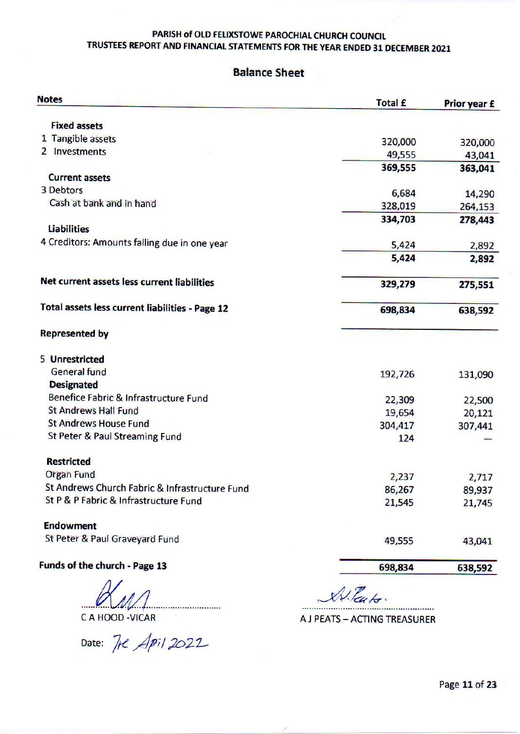PARISH of OLD FELIXSTOWE PAROCHIAL CHURCH COUNCIL
TRUSTEES REPORT AND FINANCIAL STATEMENTS FOR THE YEAR ENDED 31 DECEMBER 2021

## Balance Sheet

| Notes | Total £ | Prior year £ |
|---|---|---|
| **Fixed assets** | | |
| 1 Tangible assets | 320,000 | 320,000 |
| 2 Investments | 49,555 | 43,041 |
| | **369,555** | **363,041** |
| **Current assets** | | |
| 3 Debtors | 6,684 | 14,290 |
| Cash at bank and in hand | 328,019 | 264,153 |
| | **334,703** | **278,443** |
| **Liabilities** | | |
| 4 Creditors: Amounts falling due in one year | 5,424 | 2,892 |
| | **5,424** | **2,892** |
| **Net current assets less current liabilities** | **329,279** | **275,551** |
| **Total assets less current liabilities - Page 12** | **698,834** | **638,592** |
| **Represented by** | | |
| 5 **Unrestricted** | | |
| General fund | 192,726 | 131,090 |
| **Designated** | | |
| Benefice Fabric & Infrastructure Fund | 22,309 | 22,500 |
| St Andrews Hall Fund | 19,654 | 20,121 |
| St Andrews House Fund | 304,417 | 307,441 |
| St Peter & Paul Streaming Fund | 124 | — |
| **Restricted** | | |
| Organ Fund | 2,237 | 2,717 |
| St Andrews Church Fabric & Infrastructure Fund | 86,267 | 89,937 |
| St P & P Fabric & Infrastructure Fund | 21,545 | 21,745 |
| **Endowment** | | |
| St Peter & Paul Graveyard Fund | 49,555 | 43,041 |
| **Funds of the church - Page 13** | **698,834** | **638,592** |

C A HOOD -VICAR

A J PEATS – ACTING TREASURER

Date: 7th April 2022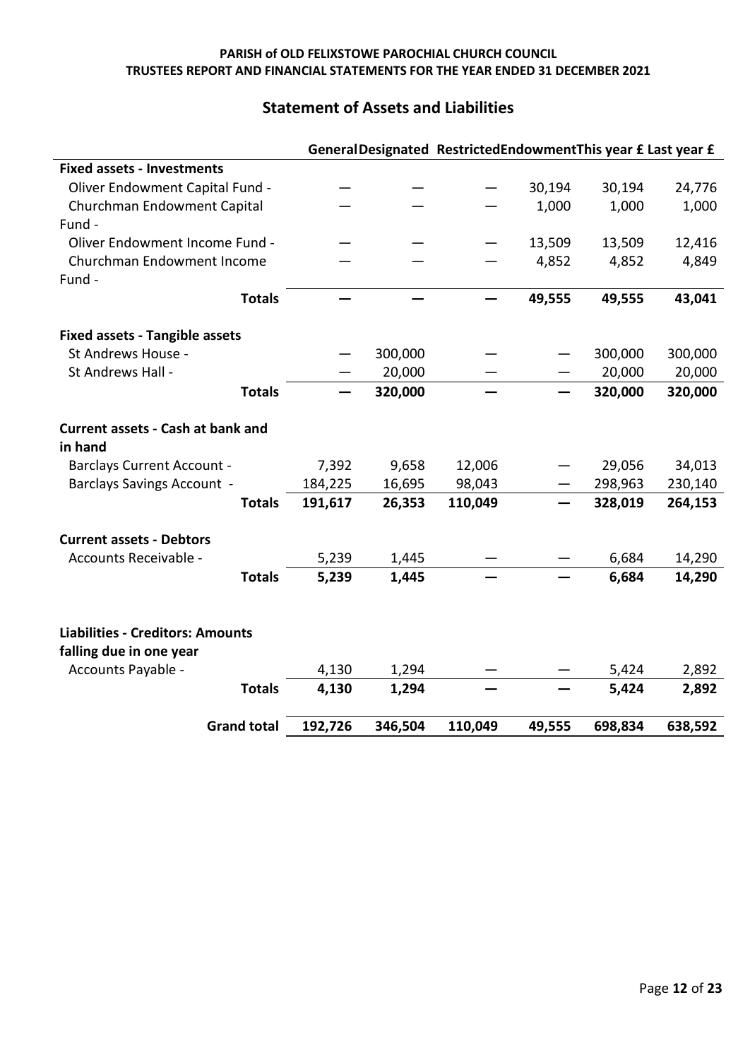PARISH of OLD FELIXSTOWE PAROCHIAL CHURCH COUNCIL
TRUSTEES REPORT AND FINANCIAL STATEMENTS FOR THE YEAR ENDED 31 DECEMBER 2021

## Statement of Assets and Liabilities

| | General | Designated | Restricted | Endowment | This year £ | Last year £ |
|---|---|---|---|---|---|---|
| **Fixed assets - Investments** | | | | | | |
| Oliver Endowment Capital Fund - | — | — | — | 30,194 | 30,194 | 24,776 |
| Churchman Endowment Capital Fund - | — | — | — | 1,000 | 1,000 | 1,000 |
| Oliver Endowment Income Fund - | — | — | — | 13,509 | 13,509 | 12,416 |
| Churchman Endowment Income Fund - | — | — | — | 4,852 | 4,852 | 4,849 |
| **Totals** | **—** | **—** | **—** | **49,555** | **49,555** | **43,041** |
| **Fixed assets - Tangible assets** | | | | | | |
| St Andrews House - | — | 300,000 | — | — | 300,000 | 300,000 |
| St Andrews Hall - | — | 20,000 | — | — | 20,000 | 20,000 |
| **Totals** | **—** | **320,000** | **—** | **—** | **320,000** | **320,000** |
| **Current assets - Cash at bank and in hand** | | | | | | |
| Barclays Current Account - | 7,392 | 9,658 | 12,006 | — | 29,056 | 34,013 |
| Barclays Savings Account - | 184,225 | 16,695 | 98,043 | — | 298,963 | 230,140 |
| **Totals** | **191,617** | **26,353** | **110,049** | **—** | **328,019** | **264,153** |
| **Current assets - Debtors** | | | | | | |
| Accounts Receivable - | 5,239 | 1,445 | — | — | 6,684 | 14,290 |
| **Totals** | **5,239** | **1,445** | **—** | **—** | **6,684** | **14,290** |
| **Liabilities - Creditors: Amounts falling due in one year** | | | | | | |
| Accounts Payable - | 4,130 | 1,294 | — | — | 5,424 | 2,892 |
| **Totals** | **4,130** | **1,294** | **—** | **—** | **5,424** | **2,892** |
| **Grand total** | **192,726** | **346,504** | **110,049** | **49,555** | **698,834** | **638,592** |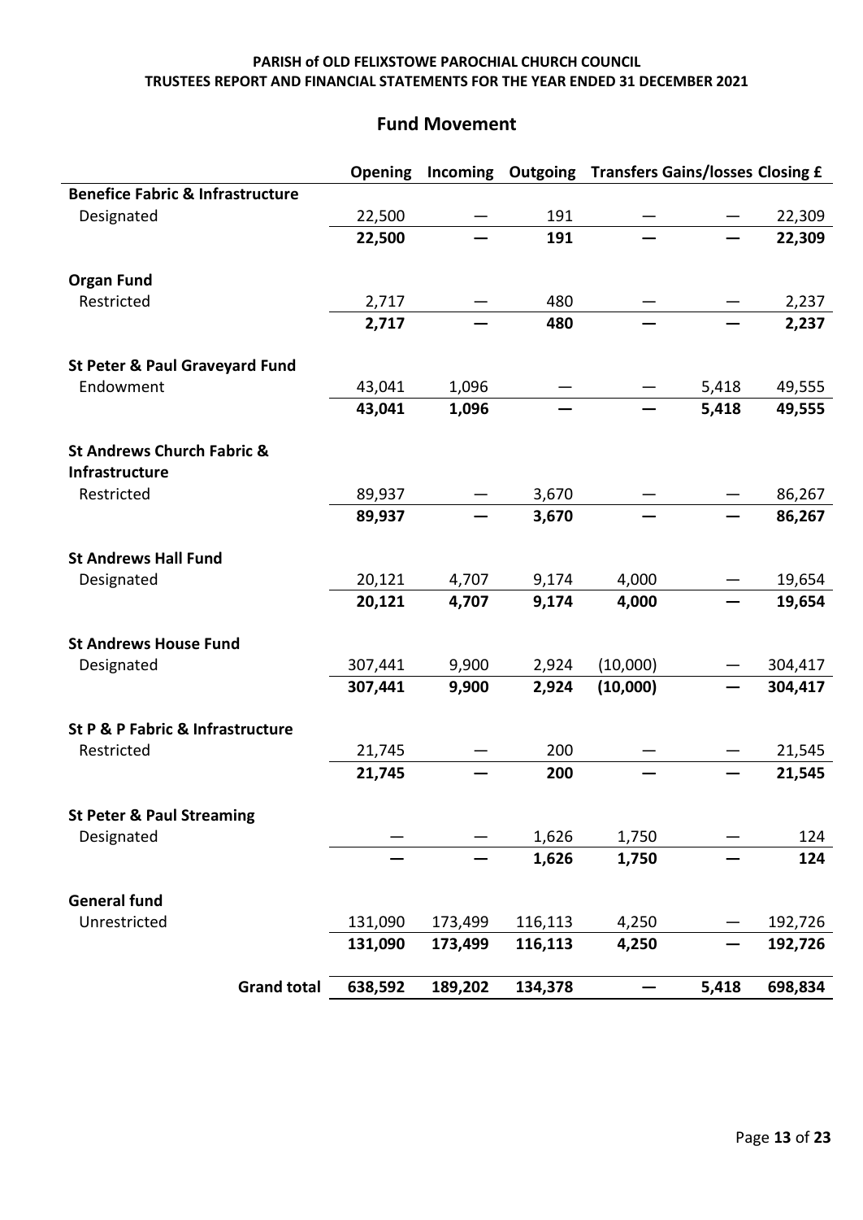## Fund Movement

| | Opening | Incoming | Outgoing | Transfers | Gains/losses | Closing £ |
|---|---|---|---|---|---|---|
| **Benefice Fabric & Infrastructure** | | | | | | |
| Designated | 22,500 | — | 191 | — | — | 22,309 |
| | **22,500** | **—** | **191** | **—** | **—** | **22,309** |
| **Organ Fund** | | | | | | |
| Restricted | 2,717 | — | 480 | — | — | 2,237 |
| | **2,717** | **—** | **480** | **—** | **—** | **2,237** |
| **St Peter & Paul Graveyard Fund** | | | | | | |
| Endowment | 43,041 | 1,096 | — | — | 5,418 | 49,555 |
| | **43,041** | **1,096** | **—** | **—** | **5,418** | **49,555** |
| **St Andrews Church Fabric & Infrastructure** | | | | | | |
| Restricted | 89,937 | — | 3,670 | — | — | 86,267 |
| | **89,937** | **—** | **3,670** | **—** | **—** | **86,267** |
| **St Andrews Hall Fund** | | | | | | |
| Designated | 20,121 | 4,707 | 9,174 | 4,000 | — | 19,654 |
| | **20,121** | **4,707** | **9,174** | **4,000** | **—** | **19,654** |
| **St Andrews House Fund** | | | | | | |
| Designated | 307,441 | 9,900 | 2,924 | (10,000) | — | 304,417 |
| | **307,441** | **9,900** | **2,924** | **(10,000)** | **—** | **304,417** |
| **St P & P Fabric & Infrastructure** | | | | | | |
| Restricted | 21,745 | — | 200 | — | — | 21,545 |
| | **21,745** | **—** | **200** | **—** | **—** | **21,545** |
| **St Peter & Paul Streaming** | | | | | | |
| Designated | — | — | 1,626 | 1,750 | — | 124 |
| | **—** | **—** | **1,626** | **1,750** | **—** | **124** |
| **General fund** | | | | | | |
| Unrestricted | 131,090 | 173,499 | 116,113 | 4,250 | — | 192,726 |
| | **131,090** | **173,499** | **116,113** | **4,250** | **—** | **192,726** |
| **Grand total** | **638,592** | **189,202** | **134,378** | **—** | **5,418** | **698,834** |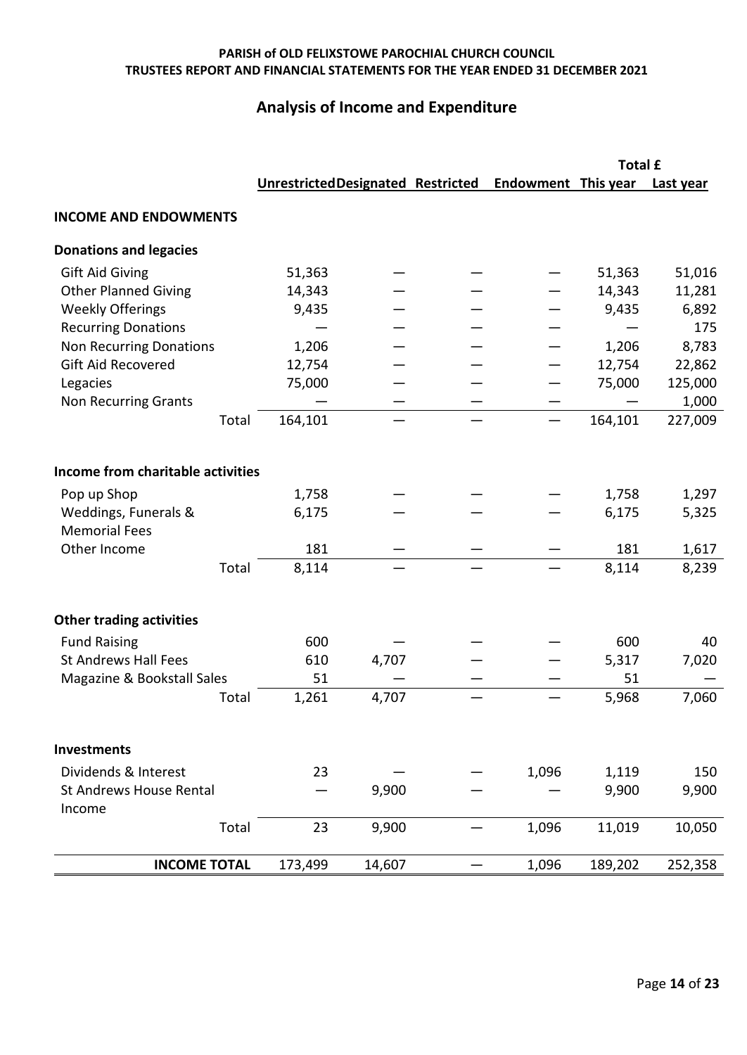PARISH of OLD FELIXSTOWE PAROCHIAL CHURCH COUNCIL
TRUSTEES REPORT AND FINANCIAL STATEMENTS FOR THE YEAR ENDED 31 DECEMBER 2021

## Analysis of Income and Expenditure

| | Unrestricted | Designated | Restricted | Endowment | Total £ This year | Total £ Last year |
|---|---|---|---|---|---|---|
| **INCOME AND ENDOWMENTS** | | | | | | |
| **Donations and legacies** | | | | | | |
| Gift Aid Giving | 51,363 | — | — | — | 51,363 | 51,016 |
| Other Planned Giving | 14,343 | — | — | — | 14,343 | 11,281 |
| Weekly Offerings | 9,435 | — | — | — | 9,435 | 6,892 |
| Recurring Donations | — | — | — | — | — | 175 |
| Non Recurring Donations | 1,206 | — | — | — | 1,206 | 8,783 |
| Gift Aid Recovered | 12,754 | — | — | — | 12,754 | 22,862 |
| Legacies | 75,000 | — | — | — | 75,000 | 125,000 |
| Non Recurring Grants | — | — | — | — | — | 1,000 |
| Total | 164,101 | — | — | — | 164,101 | 227,009 |
| **Income from charitable activities** | | | | | | |
| Pop up Shop | 1,758 | — | — | — | 1,758 | 1,297 |
| Weddings, Funerals & Memorial Fees | 6,175 | — | — | — | 6,175 | 5,325 |
| Other Income | 181 | — | — | — | 181 | 1,617 |
| Total | 8,114 | — | — | — | 8,114 | 8,239 |
| **Other trading activities** | | | | | | |
| Fund Raising | 600 | — | — | — | 600 | 40 |
| St Andrews Hall Fees | 610 | 4,707 | — | — | 5,317 | 7,020 |
| Magazine & Bookstall Sales | 51 | — | — | — | 51 | — |
| Total | 1,261 | 4,707 | — | — | 5,968 | 7,060 |
| **Investments** | | | | | | |
| Dividends & Interest | 23 | — | — | 1,096 | 1,119 | 150 |
| St Andrews House Rental Income | — | 9,900 | — | — | 9,900 | 9,900 |
| Total | 23 | 9,900 | — | 1,096 | 11,019 | 10,050 |
| **INCOME TOTAL** | 173,499 | 14,607 | — | 1,096 | 189,202 | 252,358 |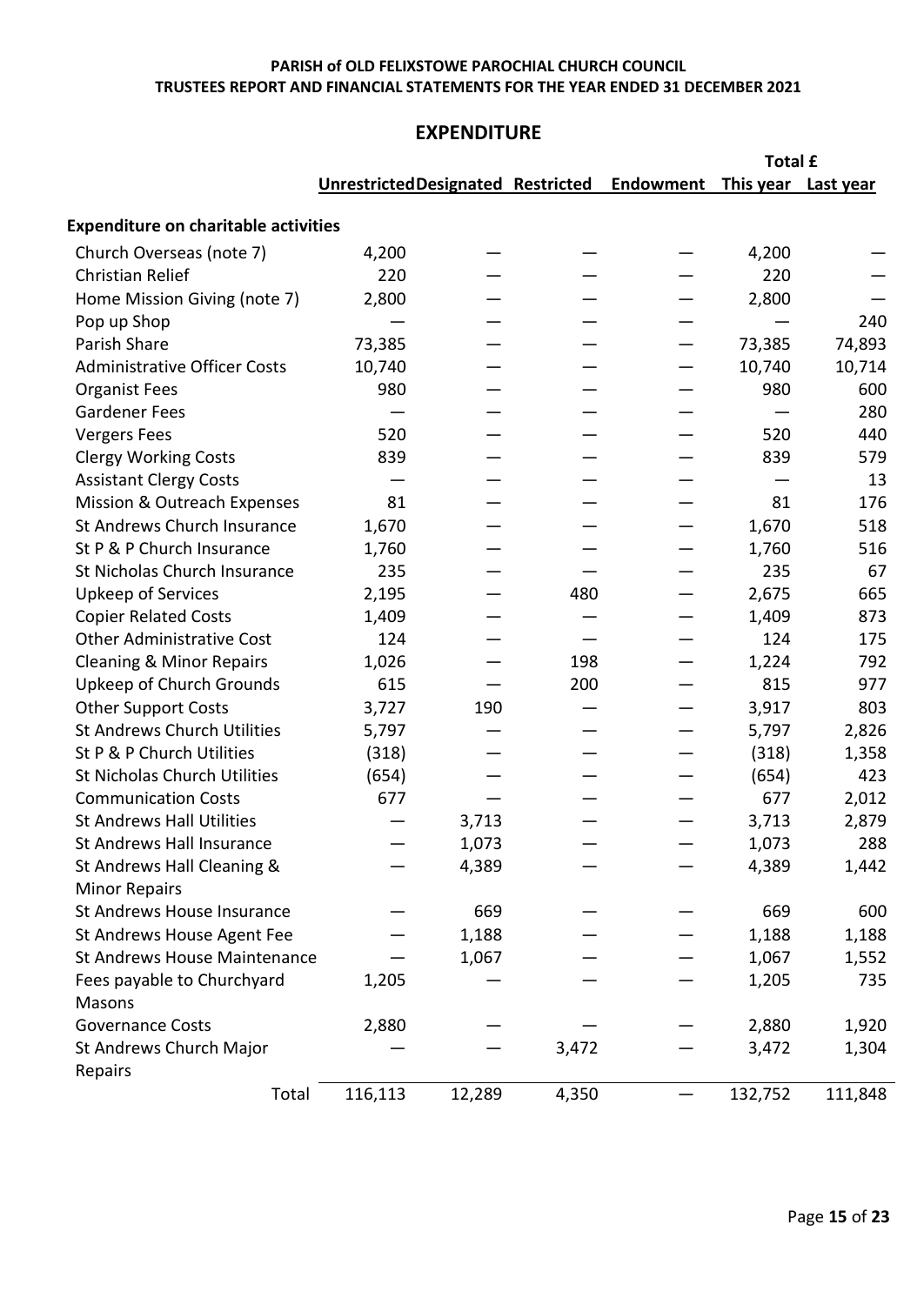**PARISH of OLD FELIXSTOWE PAROCHIAL CHURCH COUNCIL**
**TRUSTEES REPORT AND FINANCIAL STATEMENTS FOR THE YEAR ENDED 31 DECEMBER 2021**

## EXPENDITURE

| | Unrestricted | Designated | Restricted | Endowment | Total £ This year | Total £ Last year |
|---|---|---|---|---|---|---|
| **Expenditure on charitable activities** | | | | | | |
| Church Overseas (note 7) | 4,200 | — | — | — | 4,200 | — |
| Christian Relief | 220 | — | — | — | 220 | — |
| Home Mission Giving (note 7) | 2,800 | — | — | — | 2,800 | — |
| Pop up Shop | — | — | — | — | — | 240 |
| Parish Share | 73,385 | — | — | — | 73,385 | 74,893 |
| Administrative Officer Costs | 10,740 | — | — | — | 10,740 | 10,714 |
| Organist Fees | 980 | — | — | — | 980 | 600 |
| Gardener Fees | — | — | — | — | — | 280 |
| Vergers Fees | 520 | — | — | — | 520 | 440 |
| Clergy Working Costs | 839 | — | — | — | 839 | 579 |
| Assistant Clergy Costs | — | — | — | — | — | 13 |
| Mission & Outreach Expenses | 81 | — | — | — | 81 | 176 |
| St Andrews Church Insurance | 1,670 | — | — | — | 1,670 | 518 |
| St P & P Church Insurance | 1,760 | — | — | — | 1,760 | 516 |
| St Nicholas Church Insurance | 235 | — | — | — | 235 | 67 |
| Upkeep of Services | 2,195 | — | 480 | — | 2,675 | 665 |
| Copier Related Costs | 1,409 | — | — | — | 1,409 | 873 |
| Other Administrative Cost | 124 | — | — | — | 124 | 175 |
| Cleaning & Minor Repairs | 1,026 | — | 198 | — | 1,224 | 792 |
| Upkeep of Church Grounds | 615 | — | 200 | — | 815 | 977 |
| Other Support Costs | 3,727 | 190 | — | — | 3,917 | 803 |
| St Andrews Church Utilities | 5,797 | — | — | — | 5,797 | 2,826 |
| St P & P Church Utilities | (318) | — | — | — | (318) | 1,358 |
| St Nicholas Church Utilities | (654) | — | — | — | (654) | 423 |
| Communication Costs | 677 | — | — | — | 677 | 2,012 |
| St Andrews Hall Utilities | — | 3,713 | — | — | 3,713 | 2,879 |
| St Andrews Hall Insurance | — | 1,073 | — | — | 1,073 | 288 |
| St Andrews Hall Cleaning & Minor Repairs | — | 4,389 | — | — | 4,389 | 1,442 |
| St Andrews House Insurance | — | 669 | — | — | 669 | 600 |
| St Andrews House Agent Fee | — | 1,188 | — | — | 1,188 | 1,188 |
| St Andrews House Maintenance | — | 1,067 | — | — | 1,067 | 1,552 |
| Fees payable to Churchyard Masons | 1,205 | — | — | — | 1,205 | 735 |
| Governance Costs | 2,880 | — | — | — | 2,880 | 1,920 |
| St Andrews Church Major Repairs | — | — | 3,472 | — | 3,472 | 1,304 |
| Total | 116,113 | 12,289 | 4,350 | — | 132,752 | 111,848 |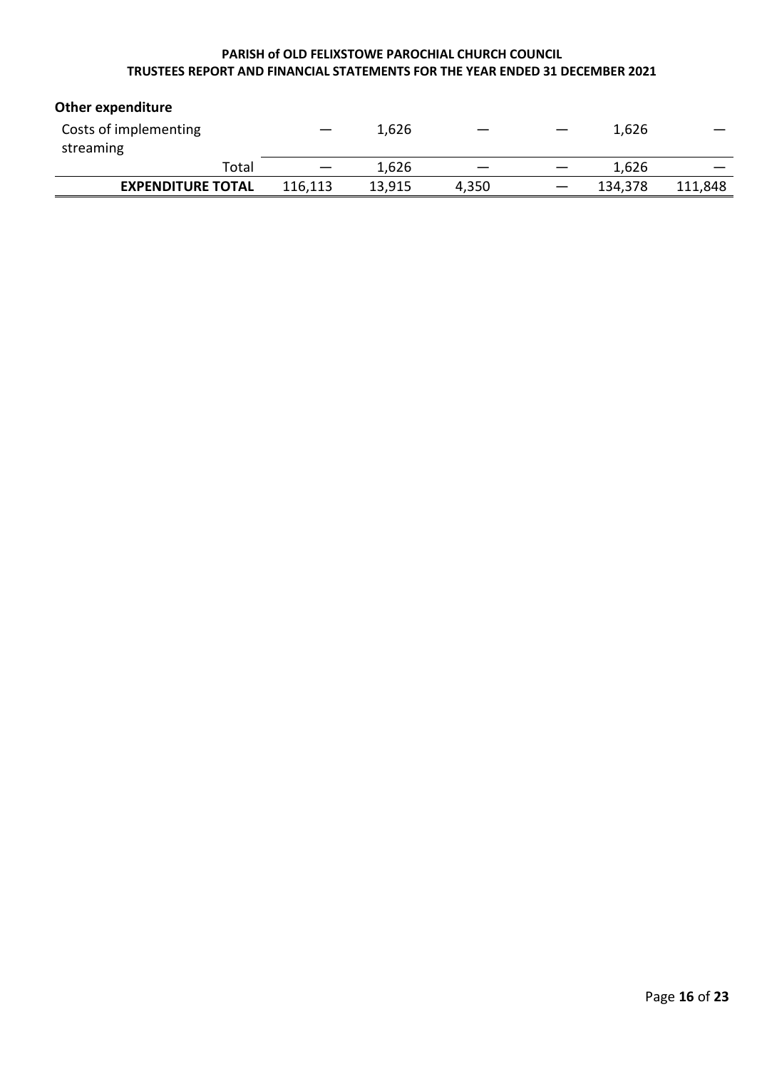| | | | | | | |
|---|---|---|---|---|---|---|
| **Other expenditure** | | | | | | |
| Costs of implementing streaming | — | 1,626 | — | — | 1,626 | — |
| Total | — | 1,626 | — | — | 1,626 | — |
| **EXPENDITURE TOTAL** | 116,113 | 13,915 | 4,350 | — | 134,378 | 111,848 |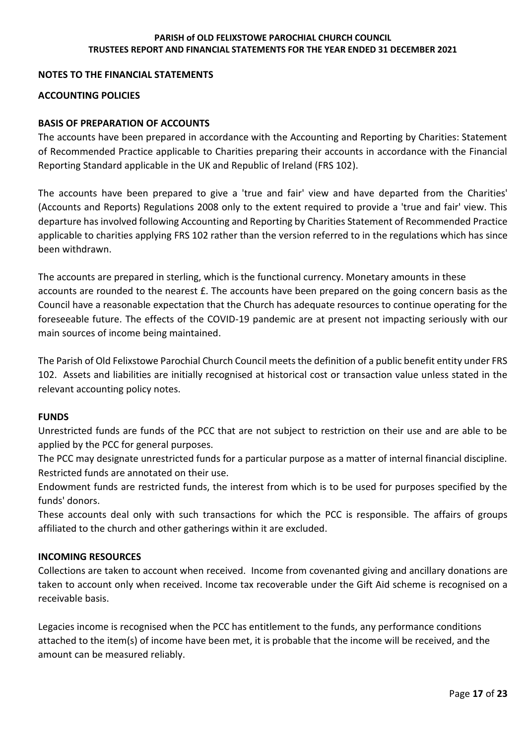## NOTES TO THE FINANCIAL STATEMENTS

### ACCOUNTING POLICIES

### BASIS OF PREPARATION OF ACCOUNTS

The accounts have been prepared in accordance with the Accounting and Reporting by Charities: Statement of Recommended Practice applicable to Charities preparing their accounts in accordance with the Financial Reporting Standard applicable in the UK and Republic of Ireland (FRS 102).

The accounts have been prepared to give a 'true and fair' view and have departed from the Charities' (Accounts and Reports) Regulations 2008 only to the extent required to provide a 'true and fair' view. This departure has involved following Accounting and Reporting by Charities Statement of Recommended Practice applicable to charities applying FRS 102 rather than the version referred to in the regulations which has since been withdrawn.

The accounts are prepared in sterling, which is the functional currency. Monetary amounts in these accounts are rounded to the nearest £. The accounts have been prepared on the going concern basis as the Council have a reasonable expectation that the Church has adequate resources to continue operating for the foreseeable future. The effects of the COVID-19 pandemic are at present not impacting seriously with our main sources of income being maintained.

The Parish of Old Felixstowe Parochial Church Council meets the definition of a public benefit entity under FRS 102. Assets and liabilities are initially recognised at historical cost or transaction value unless stated in the relevant accounting policy notes.

### FUNDS

Unrestricted funds are funds of the PCC that are not subject to restriction on their use and are able to be applied by the PCC for general purposes.

The PCC may designate unrestricted funds for a particular purpose as a matter of internal financial discipline. Restricted funds are annotated on their use.

Endowment funds are restricted funds, the interest from which is to be used for purposes specified by the funds' donors.

These accounts deal only with such transactions for which the PCC is responsible. The affairs of groups affiliated to the church and other gatherings within it are excluded.

### INCOMING RESOURCES

Collections are taken to account when received. Income from covenanted giving and ancillary donations are taken to account only when received. Income tax recoverable under the Gift Aid scheme is recognised on a receivable basis.

Legacies income is recognised when the PCC has entitlement to the funds, any performance conditions attached to the item(s) of income have been met, it is probable that the income will be received, and the amount can be measured reliably.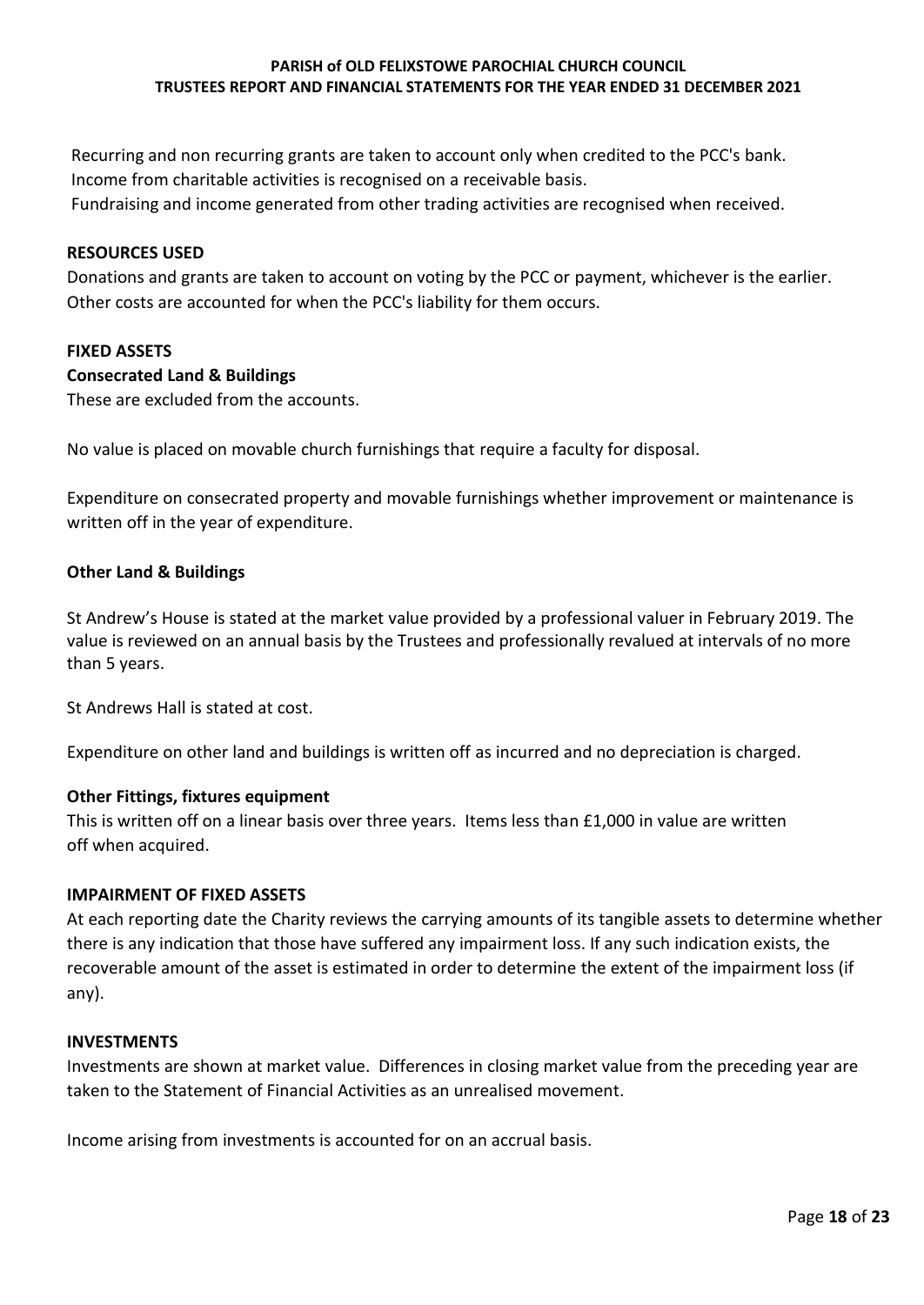Recurring and non recurring grants are taken to account only when credited to the PCC's bank.
Income from charitable activities is recognised on a receivable basis.
Fundraising and income generated from other trading activities are recognised when received.

## RESOURCES USED

Donations and grants are taken to account on voting by the PCC or payment, whichever is the earlier. Other costs are accounted for when the PCC's liability for them occurs.

## FIXED ASSETS

### Consecrated Land & Buildings

These are excluded from the accounts.

No value is placed on movable church furnishings that require a faculty for disposal.

Expenditure on consecrated property and movable furnishings whether improvement or maintenance is written off in the year of expenditure.

### Other Land & Buildings

St Andrew's House is stated at the market value provided by a professional valuer in February 2019. The value is reviewed on an annual basis by the Trustees and professionally revalued at intervals of no more than 5 years.

St Andrews Hall is stated at cost.

Expenditure on other land and buildings is written off as incurred and no depreciation is charged.

### Other Fittings, fixtures equipment

This is written off on a linear basis over three years. Items less than £1,000 in value are written off when acquired.

## IMPAIRMENT OF FIXED ASSETS

At each reporting date the Charity reviews the carrying amounts of its tangible assets to determine whether there is any indication that those have suffered any impairment loss. If any such indication exists, the recoverable amount of the asset is estimated in order to determine the extent of the impairment loss (if any).

## INVESTMENTS

Investments are shown at market value. Differences in closing market value from the preceding year are taken to the Statement of Financial Activities as an unrealised movement.

Income arising from investments is accounted for on an accrual basis.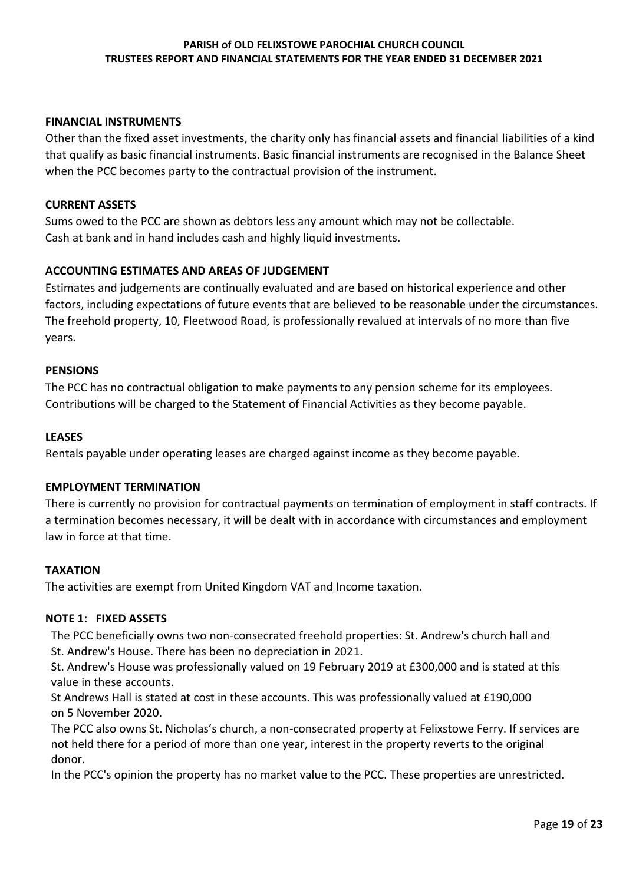#### FINANCIAL INSTRUMENTS

Other than the fixed asset investments, the charity only has financial assets and financial liabilities of a kind that qualify as basic financial instruments. Basic financial instruments are recognised in the Balance Sheet when the PCC becomes party to the contractual provision of the instrument.

#### CURRENT ASSETS

Sums owed to the PCC are shown as debtors less any amount which may not be collectable.
Cash at bank and in hand includes cash and highly liquid investments.

#### ACCOUNTING ESTIMATES AND AREAS OF JUDGEMENT

Estimates and judgements are continually evaluated and are based on historical experience and other factors, including expectations of future events that are believed to be reasonable under the circumstances.
The freehold property, 10, Fleetwood Road, is professionally revalued at intervals of no more than five years.

#### PENSIONS

The PCC has no contractual obligation to make payments to any pension scheme for its employees.
Contributions will be charged to the Statement of Financial Activities as they become payable.

#### LEASES

Rentals payable under operating leases are charged against income as they become payable.

#### EMPLOYMENT TERMINATION

There is currently no provision for contractual payments on termination of employment in staff contracts. If a termination becomes necessary, it will be dealt with in accordance with circumstances and employment law in force at that time.

#### TAXATION

The activities are exempt from United Kingdom VAT and Income taxation.

#### NOTE 1: FIXED ASSETS

The PCC beneficially owns two non-consecrated freehold properties: St. Andrew's church hall and St. Andrew's House. There has been no depreciation in 2021.

St. Andrew's House was professionally valued on 19 February 2019 at £300,000 and is stated at this value in these accounts.

St Andrews Hall is stated at cost in these accounts. This was professionally valued at £190,000 on 5 November 2020.

The PCC also owns St. Nicholas's church, a non-consecrated property at Felixstowe Ferry. If services are not held there for a period of more than one year, interest in the property reverts to the original donor.

In the PCC's opinion the property has no market value to the PCC. These properties are unrestricted.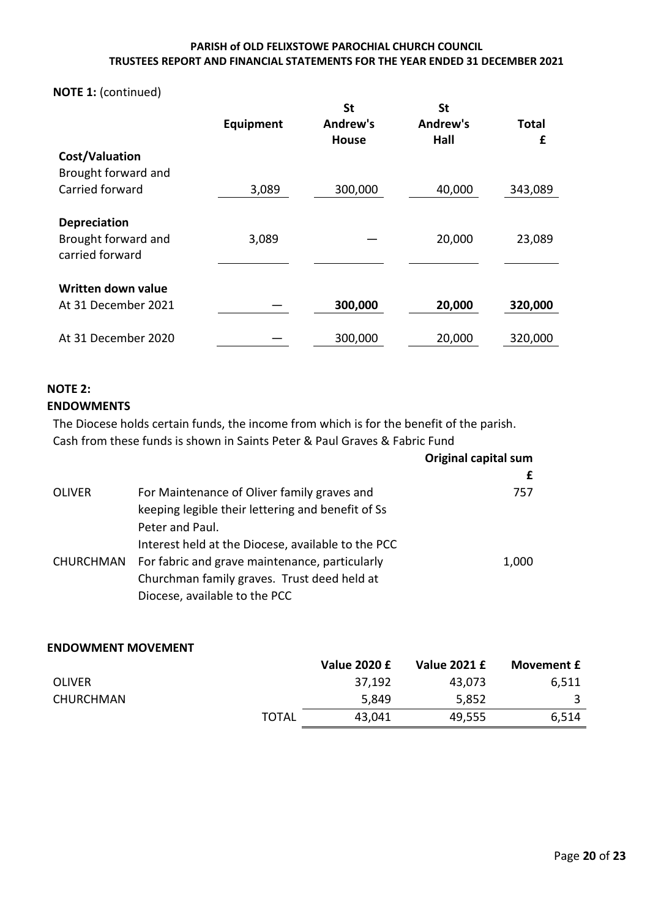**NOTE 1:** (continued)

| | Equipment | St Andrew's House | St Andrew's Hall | Total £ |
|---|---|---|---|---|
| **Cost/Valuation** | | | | |
| Brought forward and Carried forward | 3,089 | 300,000 | 40,000 | 343,089 |
| **Depreciation** | | | | |
| Brought forward and carried forward | 3,089 | — | 20,000 | 23,089 |
| **Written down value** | | | | |
| At 31 December 2021 | — | **300,000** | **20,000** | **320,000** |
| At 31 December 2020 | — | 300,000 | 20,000 | 320,000 |

**NOTE 2:**

**ENDOWMENTS**

The Diocese holds certain funds, the income from which is for the benefit of the parish. Cash from these funds is shown in Saints Peter & Paul Graves & Fabric Fund

| | | Original capital sum £ |
|---|---|---|
| OLIVER | For Maintenance of Oliver family graves and keeping legible their lettering and benefit of Ss Peter and Paul. Interest held at the Diocese, available to the PCC | 757 |
| CHURCHMAN | For fabric and grave maintenance, particularly Churchman family graves. Trust deed held at Diocese, available to the PCC | 1,000 |

**ENDOWMENT MOVEMENT**

| | Value 2020 £ | Value 2021 £ | Movement £ |
|---|---|---|---|
| OLIVER | 37,192 | 43,073 | 6,511 |
| CHURCHMAN | 5,849 | 5,852 | 3 |
| TOTAL | 43,041 | 49,555 | 6,514 |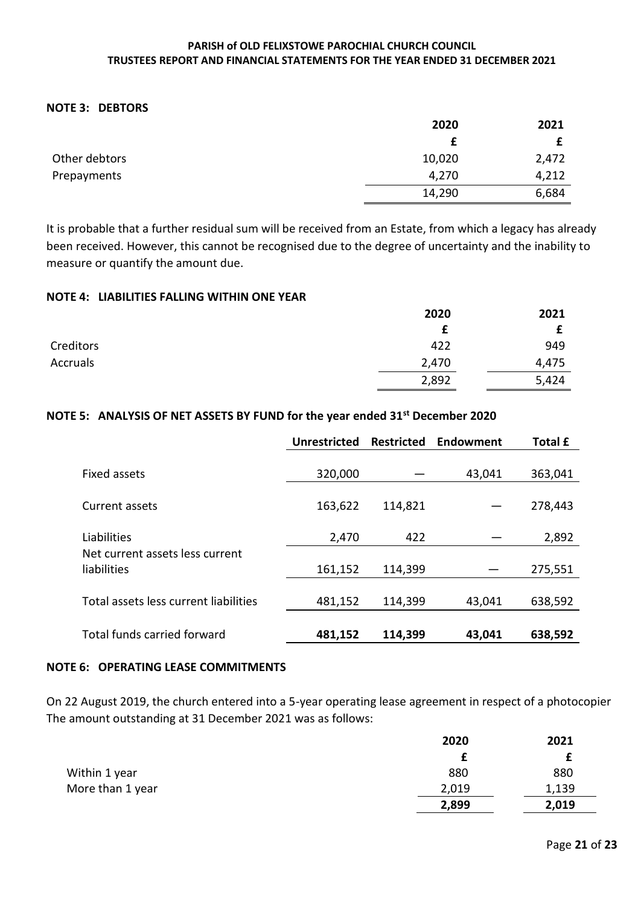## NOTE 3: DEBTORS

| | 2020 | 2021 |
|---|---|---|
| | £ | £ |
| Other debtors | 10,020 | 2,472 |
| Prepayments | 4,270 | 4,212 |
| | 14,290 | 6,684 |

It is probable that a further residual sum will be received from an Estate, from which a legacy has already been received. However, this cannot be recognised due to the degree of uncertainty and the inability to measure or quantify the amount due.

## NOTE 4: LIABILITIES FALLING WITHIN ONE YEAR

| | 2020 | 2021 |
|---|---|---|
| | £ | £ |
| Creditors | 422 | 949 |
| Accruals | 2,470 | 4,475 |
| | 2,892 | 5,424 |

## NOTE 5: ANALYSIS OF NET ASSETS BY FUND for the year ended 31st December 2020

| | Unrestricted | Restricted | Endowment | Total £ |
|---|---|---|---|---|
| Fixed assets | 320,000 | — | 43,041 | 363,041 |
| Current assets | 163,622 | 114,821 | — | 278,443 |
| Liabilities | 2,470 | 422 | — | 2,892 |
| Net current assets less current liabilities | 161,152 | 114,399 | — | 275,551 |
| Total assets less current liabilities | 481,152 | 114,399 | 43,041 | 638,592 |
| Total funds carried forward | **481,152** | **114,399** | **43,041** | **638,592** |

## NOTE 6: OPERATING LEASE COMMITMENTS

On 22 August 2019, the church entered into a 5-year operating lease agreement in respect of a photocopier The amount outstanding at 31 December 2021 was as follows:

| | 2020 | 2021 |
|---|---|---|
| | £ | £ |
| Within 1 year | 880 | 880 |
| More than 1 year | 2,019 | 1,139 |
| | **2,899** | **2,019** |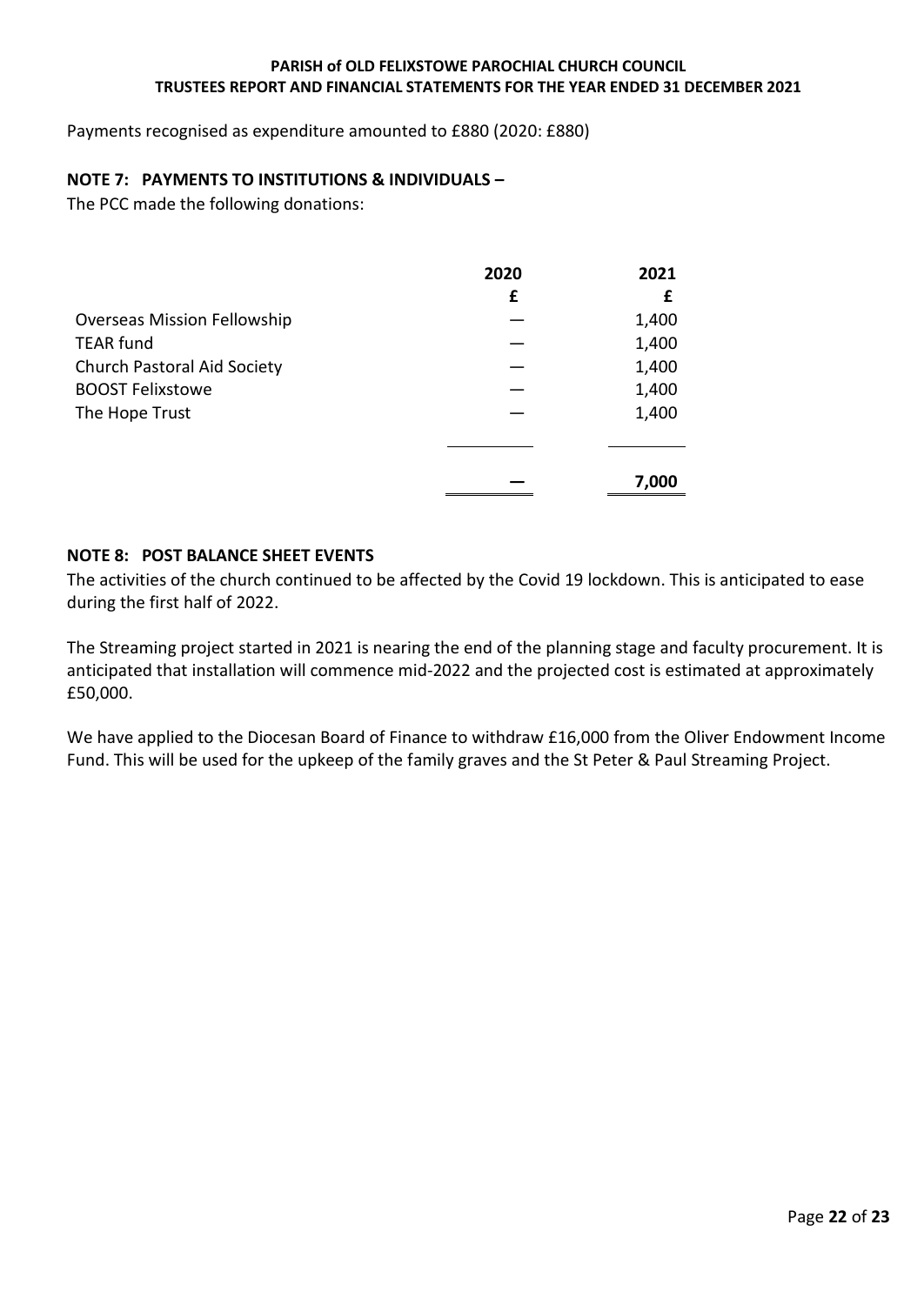Payments recognised as expenditure amounted to £880 (2020: £880)

**NOTE 7: PAYMENTS TO INSTITUTIONS & INDIVIDUALS –**

The PCC made the following donations:

| | 2020 | 2021 |
|---|---|---|
| | £ | £ |
| Overseas Mission Fellowship | — | 1,400 |
| TEAR fund | — | 1,400 |
| Church Pastoral Aid Society | — | 1,400 |
| BOOST Felixstowe | — | 1,400 |
| The Hope Trust | — | 1,400 |
| | **—** | **7,000** |

**NOTE 8: POST BALANCE SHEET EVENTS**

The activities of the church continued to be affected by the Covid 19 lockdown. This is anticipated to ease during the first half of 2022.

The Streaming project started in 2021 is nearing the end of the planning stage and faculty procurement. It is anticipated that installation will commence mid-2022 and the projected cost is estimated at approximately £50,000.

We have applied to the Diocesan Board of Finance to withdraw £16,000 from the Oliver Endowment Income Fund. This will be used for the upkeep of the family graves and the St Peter & Paul Streaming Project.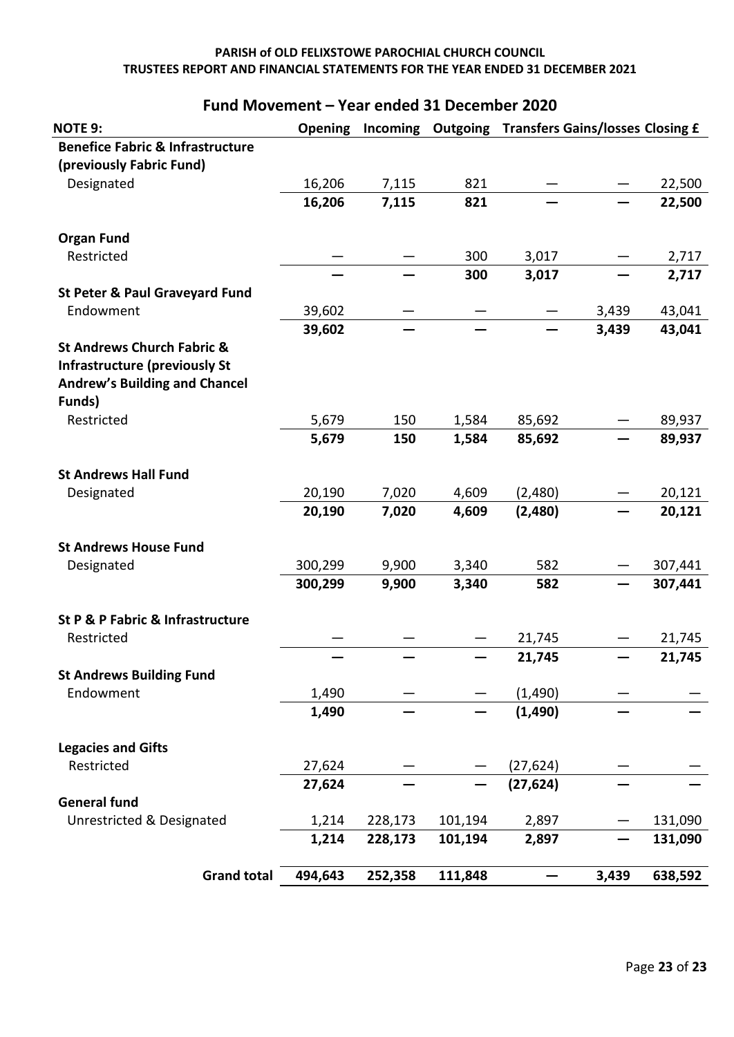PARISH of OLD FELIXSTOWE PAROCHIAL CHURCH COUNCIL
TRUSTEES REPORT AND FINANCIAL STATEMENTS FOR THE YEAR ENDED 31 DECEMBER 2021

## Fund Movement – Year ended 31 December 2020

| NOTE 9: | Opening | Incoming | Outgoing | Transfers | Gains/losses | Closing £ |
|---|---|---|---|---|---|---|
| **Benefice Fabric & Infrastructure (previously Fabric Fund)** | | | | | | |
| Designated | 16,206 | 7,115 | 821 | — | — | 22,500 |
| | **16,206** | **7,115** | **821** | **—** | **—** | **22,500** |
| **Organ Fund** | | | | | | |
| Restricted | — | — | 300 | 3,017 | — | 2,717 |
| | **—** | **—** | **300** | **3,017** | **—** | **2,717** |
| **St Peter & Paul Graveyard Fund** | | | | | | |
| Endowment | 39,602 | — | — | — | 3,439 | 43,041 |
| | **39,602** | **—** | **—** | **—** | **3,439** | **43,041** |
| **St Andrews Church Fabric & Infrastructure (previously St Andrew's Building and Chancel Funds)** | | | | | | |
| Restricted | 5,679 | 150 | 1,584 | 85,692 | — | 89,937 |
| | **5,679** | **150** | **1,584** | **85,692** | **—** | **89,937** |
| **St Andrews Hall Fund** | | | | | | |
| Designated | 20,190 | 7,020 | 4,609 | (2,480) | — | 20,121 |
| | **20,190** | **7,020** | **4,609** | **(2,480)** | **—** | **20,121** |
| **St Andrews House Fund** | | | | | | |
| Designated | 300,299 | 9,900 | 3,340 | 582 | — | 307,441 |
| | **300,299** | **9,900** | **3,340** | **582** | **—** | **307,441** |
| **St P & P Fabric & Infrastructure** | | | | | | |
| Restricted | — | — | — | 21,745 | — | 21,745 |
| | **—** | **—** | **—** | **21,745** | **—** | **21,745** |
| **St Andrews Building Fund** | | | | | | |
| Endowment | 1,490 | — | — | (1,490) | — | — |
| | **1,490** | **—** | **—** | **(1,490)** | **—** | **—** |
| **Legacies and Gifts** | | | | | | |
| Restricted | 27,624 | — | — | (27,624) | — | — |
| | **27,624** | **—** | **—** | **(27,624)** | **—** | **—** |
| **General fund** | | | | | | |
| Unrestricted & Designated | 1,214 | 228,173 | 101,194 | 2,897 | — | 131,090 |
| | **1,214** | **228,173** | **101,194** | **2,897** | **—** | **131,090** |
| **Grand total** | **494,643** | **252,358** | **111,848** | **—** | **3,439** | **638,592** |